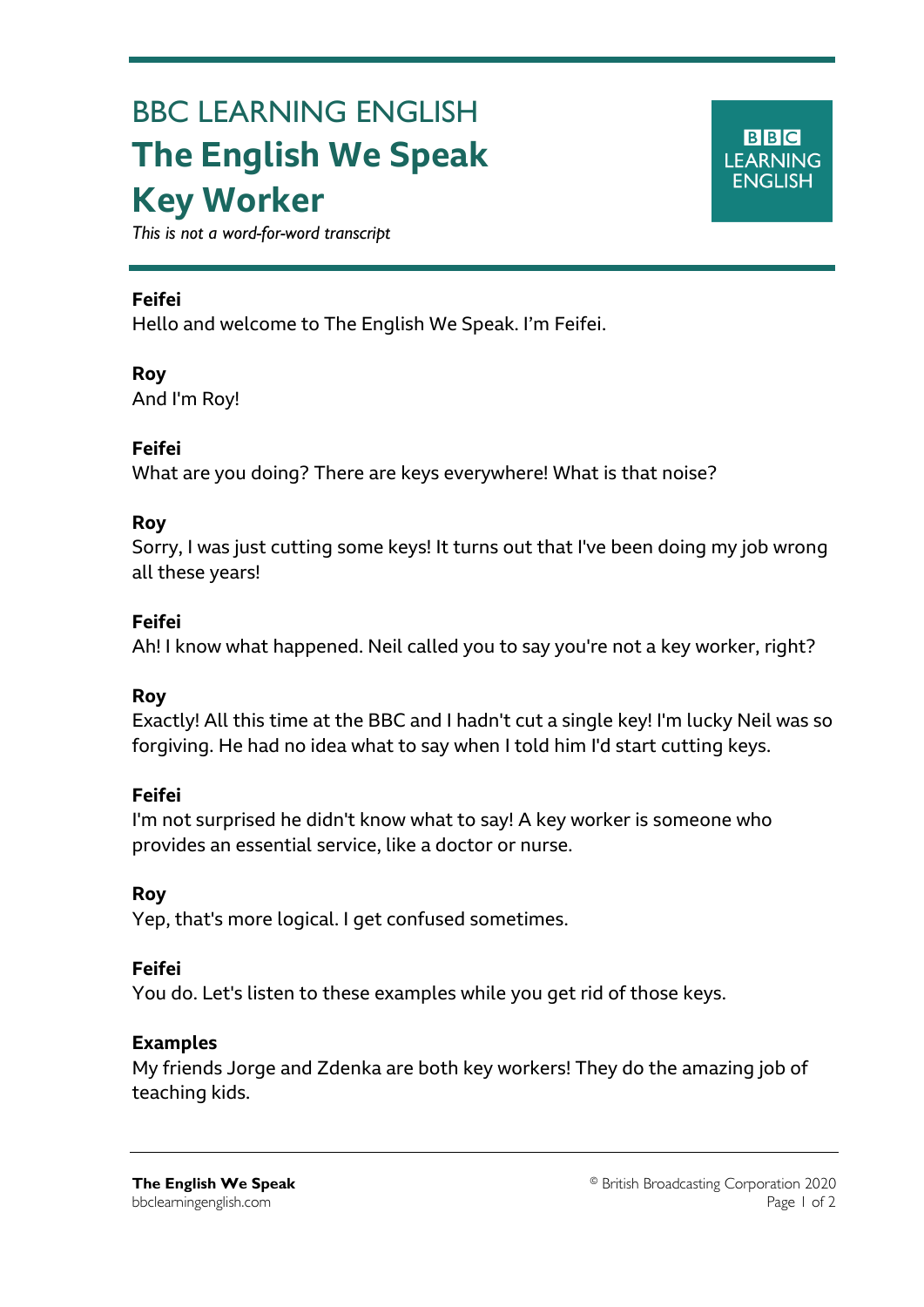# BBC LEARNING ENGLISH

# The English We Speak

# Key Worker

*This is not a word-for-word transcript*

**Feifei**
Hello and welcome to The English We Speak. I'm Feifei.

**Roy**
And I'm Roy!

**Feifei**
What are you doing? There are keys everywhere! What is that noise?

**Roy**
Sorry, I was just cutting some keys! It turns out that I've been doing my job wrong all these years!

**Feifei**
Ah! I know what happened. Neil called you to say you're not a key worker, right?

**Roy**
Exactly! All this time at the BBC and I hadn't cut a single key! I'm lucky Neil was so forgiving. He had no idea what to say when I told him I'd start cutting keys.

**Feifei**
I'm not surprised he didn't know what to say! A key worker is someone who provides an essential service, like a doctor or nurse.

**Roy**
Yep, that's more logical. I get confused sometimes.

**Feifei**
You do. Let's listen to these examples while you get rid of those keys.

**Examples**
My friends Jorge and Zdenka are both key workers! They do the amazing job of teaching kids.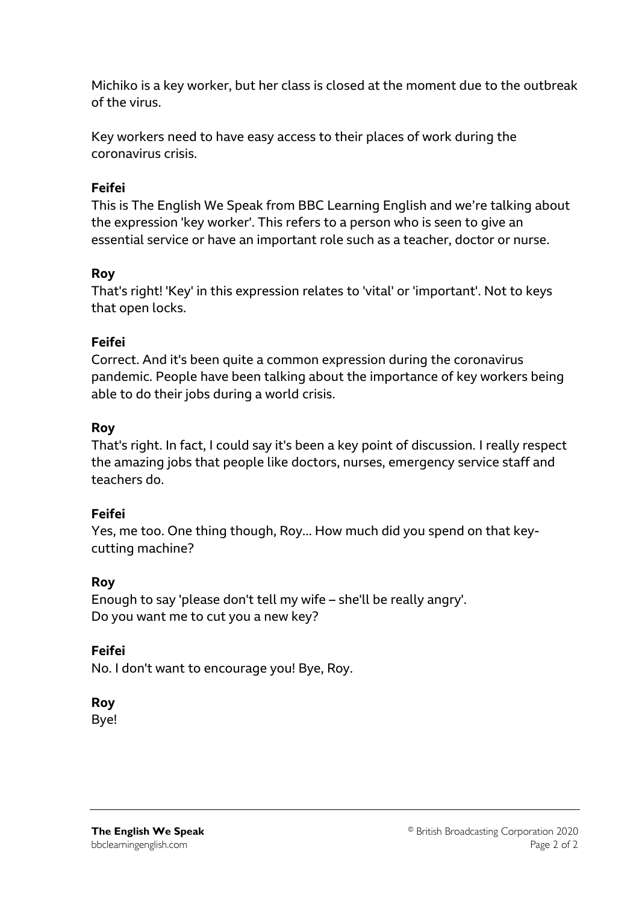Michiko is a key worker, but her class is closed at the moment due to the outbreak of the virus.

Key workers need to have easy access to their places of work during the coronavirus crisis.

**Feifei**
This is The English We Speak from BBC Learning English and we're talking about the expression 'key worker'. This refers to a person who is seen to give an essential service or have an important role such as a teacher, doctor or nurse.

**Roy**
That's right! 'Key' in this expression relates to 'vital' or 'important'. Not to keys that open locks.

**Feifei**
Correct. And it's been quite a common expression during the coronavirus pandemic. People have been talking about the importance of key workers being able to do their jobs during a world crisis.

**Roy**
That's right. In fact, I could say it's been a key point of discussion. I really respect the amazing jobs that people like doctors, nurses, emergency service staff and teachers do.

**Feifei**
Yes, me too. One thing though, Roy... How much did you spend on that key-cutting machine?

**Roy**
Enough to say 'please don't tell my wife – she'll be really angry'.
Do you want me to cut you a new key?

**Feifei**
No. I don't want to encourage you! Bye, Roy.

**Roy**
Bye!